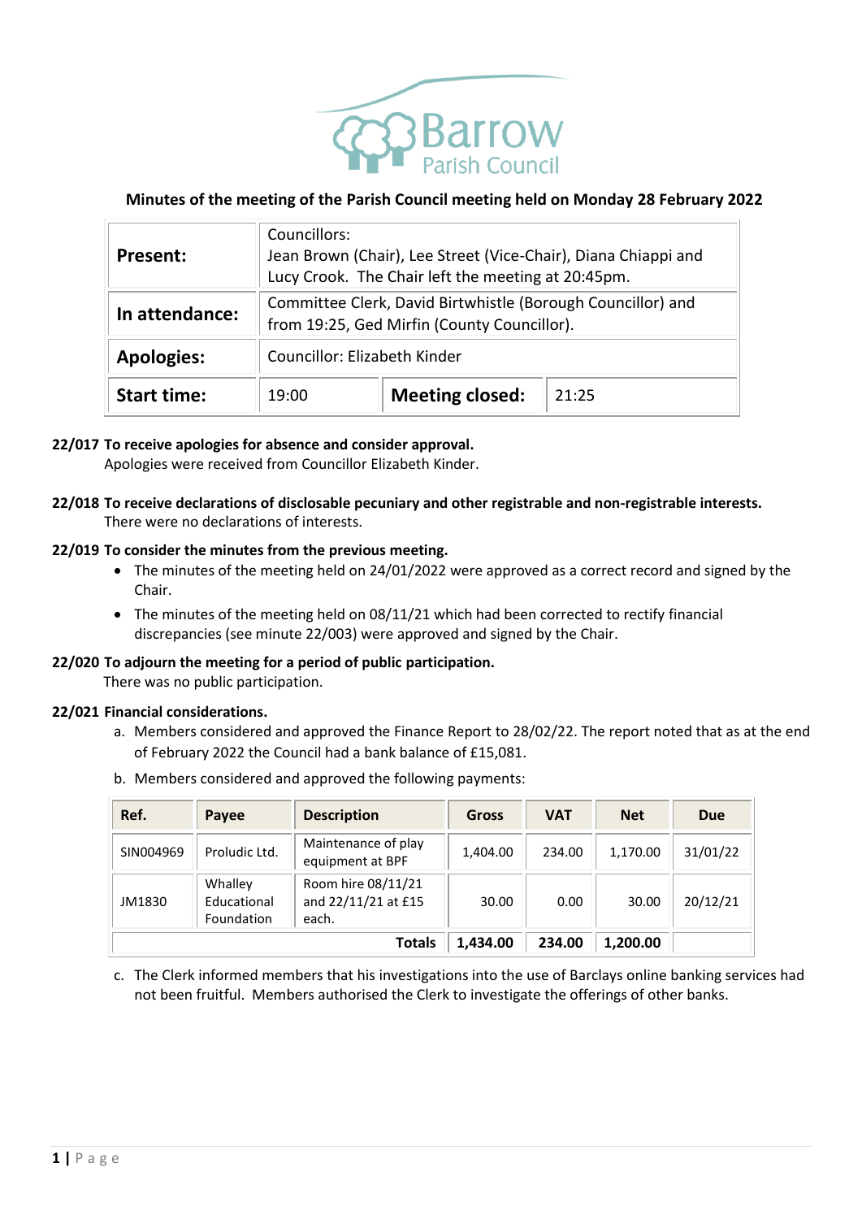# Barrow Parish Council

## Minutes of the meeting of the Parish Council meeting held on Monday 28 February 2022

| | | | |
|---|---|---|---|
| **Present:** | Councillors: Jean Brown (Chair), Lee Street (Vice-Chair), Diana Chiappi and Lucy Crook. The Chair left the meeting at 20:45pm. | | |
| **In attendance:** | Committee Clerk, David Birtwhistle (Borough Councillor) and from 19:25, Ged Mirfin (County Councillor). | | |
| **Apologies:** | Councillor: Elizabeth Kinder | | |
| **Start time:** | 19:00 | **Meeting closed:** | 21:25 |

**22/017 To receive apologies for absence and consider approval.**

Apologies were received from Councillor Elizabeth Kinder.

**22/018 To receive declarations of disclosable pecuniary and other registrable and non-registrable interests.**

There were no declarations of interests.

**22/019 To consider the minutes from the previous meeting.**

- The minutes of the meeting held on 24/01/2022 were approved as a correct record and signed by the Chair.
- The minutes of the meeting held on 08/11/21 which had been corrected to rectify financial discrepancies (see minute 22/003) were approved and signed by the Chair.

**22/020 To adjourn the meeting for a period of public participation.**

There was no public participation.

**22/021 Financial considerations.**

a. Members considered and approved the Finance Report to 28/02/22. The report noted that as at the end of February 2022 the Council had a bank balance of £15,081.

b. Members considered and approved the following payments:

| Ref. | Payee | Description | Gross | VAT | Net | Due |
|---|---|---|---|---|---|---|
| SIN004969 | Proludic Ltd. | Maintenance of play equipment at BPF | 1,404.00 | 234.00 | 1,170.00 | 31/01/22 |
| JM1830 | Whalley Educational Foundation | Room hire 08/11/21 and 22/11/21 at £15 each. | 30.00 | 0.00 | 30.00 | 20/12/21 |
| | | **Totals** | **1,434.00** | **234.00** | **1,200.00** | |

c. The Clerk informed members that his investigations into the use of Barclays online banking services had not been fruitful. Members authorised the Clerk to investigate the offerings of other banks.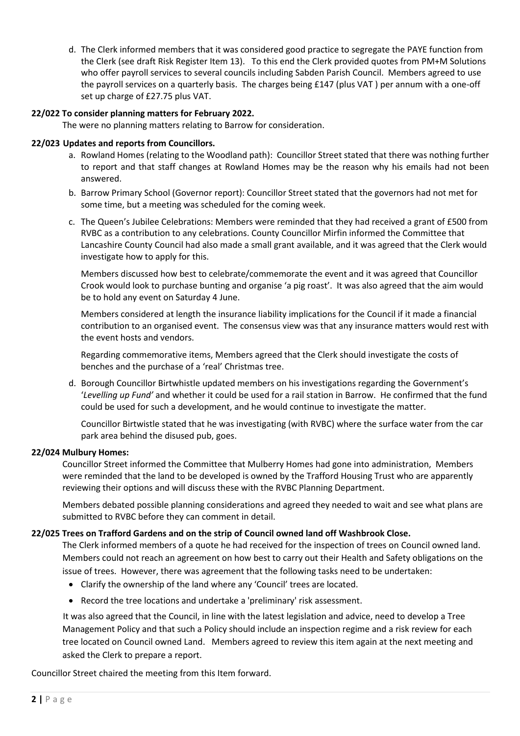d. The Clerk informed members that it was considered good practice to segregate the PAYE function from the Clerk (see draft Risk Register Item 13). To this end the Clerk provided quotes from PM+M Solutions who offer payroll services to several councils including Sabden Parish Council. Members agreed to use the payroll services on a quarterly basis. The charges being £147 (plus VAT ) per annum with a one-off set up charge of £27.75 plus VAT.

**22/022 To consider planning matters for February 2022.**

The were no planning matters relating to Barrow for consideration.

**22/023 Updates and reports from Councillors.**

a. Rowland Homes (relating to the Woodland path): Councillor Street stated that there was nothing further to report and that staff changes at Rowland Homes may be the reason why his emails had not been answered.

b. Barrow Primary School (Governor report): Councillor Street stated that the governors had not met for some time, but a meeting was scheduled for the coming week.

c. The Queen's Jubilee Celebrations: Members were reminded that they had received a grant of £500 from RVBC as a contribution to any celebrations. County Councillor Mirfin informed the Committee that Lancashire County Council had also made a small grant available, and it was agreed that the Clerk would investigate how to apply for this.

Members discussed how best to celebrate/commemorate the event and it was agreed that Councillor Crook would look to purchase bunting and organise 'a pig roast'. It was also agreed that the aim would be to hold any event on Saturday 4 June.

Members considered at length the insurance liability implications for the Council if it made a financial contribution to an organised event. The consensus view was that any insurance matters would rest with the event hosts and vendors.

Regarding commemorative items, Members agreed that the Clerk should investigate the costs of benches and the purchase of a 'real' Christmas tree.

d. Borough Councillor Birtwhistle updated members on his investigations regarding the Government's '*Levelling up Fund'* and whether it could be used for a rail station in Barrow. He confirmed that the fund could be used for such a development, and he would continue to investigate the matter.

Councillor Birtwhistle stated that he was investigating (with RVBC) where the surface water from the car park area behind the disused pub, goes.

**22/024 Mulbury Homes:**

Councillor Street informed the Committee that Mulberry Homes had gone into administration, Members were reminded that the land to be developed is owned by the Trafford Housing Trust who are apparently reviewing their options and will discuss these with the RVBC Planning Department.

Members debated possible planning considerations and agreed they needed to wait and see what plans are submitted to RVBC before they can comment in detail.

**22/025 Trees on Trafford Gardens and on the strip of Council owned land off Washbrook Close.**

The Clerk informed members of a quote he had received for the inspection of trees on Council owned land. Members could not reach an agreement on how best to carry out their Health and Safety obligations on the issue of trees. However, there was agreement that the following tasks need to be undertaken:

- Clarify the ownership of the land where any 'Council' trees are located.
- Record the tree locations and undertake a 'preliminary' risk assessment.

It was also agreed that the Council, in line with the latest legislation and advice, need to develop a Tree Management Policy and that such a Policy should include an inspection regime and a risk review for each tree located on Council owned Land. Members agreed to review this item again at the next meeting and asked the Clerk to prepare a report.

Councillor Street chaired the meeting from this Item forward.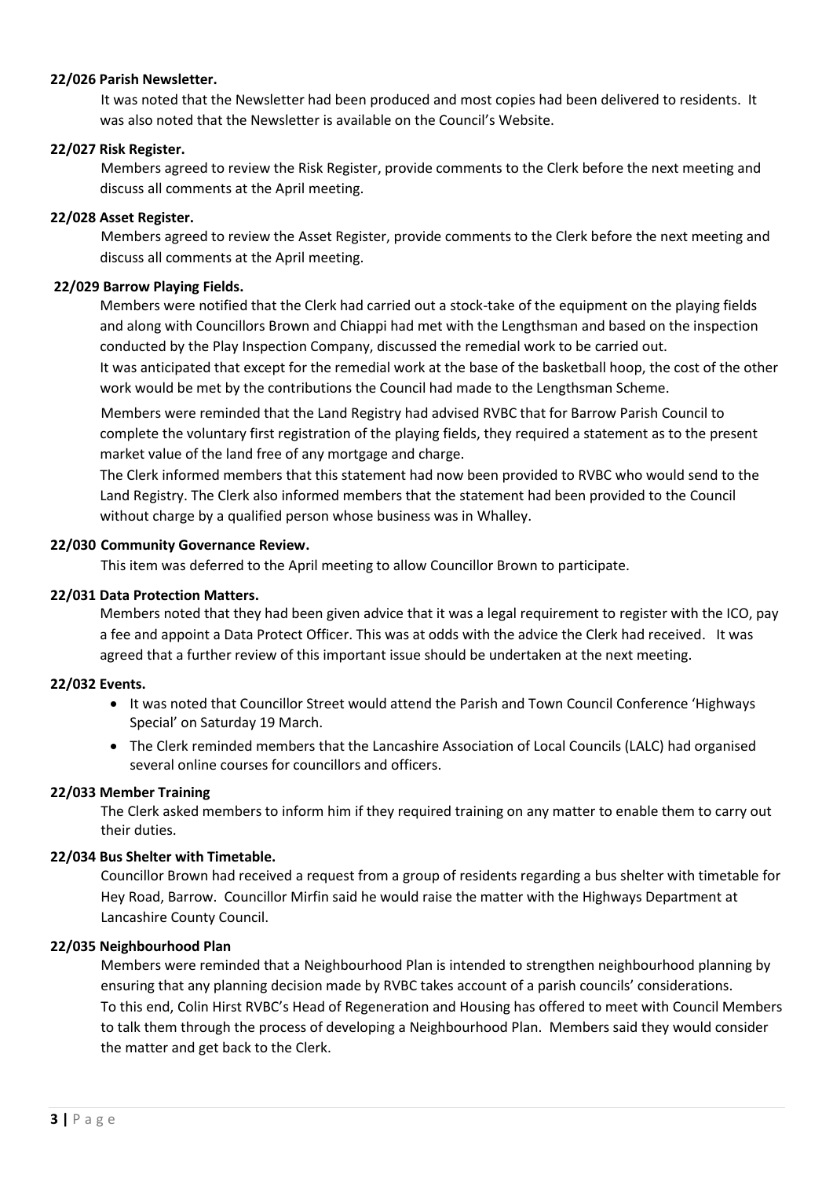**22/026 Parish Newsletter.**

It was noted that the Newsletter had been produced and most copies had been delivered to residents. It was also noted that the Newsletter is available on the Council's Website.

**22/027 Risk Register.**

Members agreed to review the Risk Register, provide comments to the Clerk before the next meeting and discuss all comments at the April meeting.

**22/028 Asset Register.**

Members agreed to review the Asset Register, provide comments to the Clerk before the next meeting and discuss all comments at the April meeting.

**22/029 Barrow Playing Fields.**

Members were notified that the Clerk had carried out a stock-take of the equipment on the playing fields and along with Councillors Brown and Chiappi had met with the Lengthsman and based on the inspection conducted by the Play Inspection Company, discussed the remedial work to be carried out.
It was anticipated that except for the remedial work at the base of the basketball hoop, the cost of the other work would be met by the contributions the Council had made to the Lengthsman Scheme.

Members were reminded that the Land Registry had advised RVBC that for Barrow Parish Council to complete the voluntary first registration of the playing fields, they required a statement as to the present market value of the land free of any mortgage and charge.
The Clerk informed members that this statement had now been provided to RVBC who would send to the Land Registry. The Clerk also informed members that the statement had been provided to the Council without charge by a qualified person whose business was in Whalley.

**22/030 Community Governance Review.**

This item was deferred to the April meeting to allow Councillor Brown to participate.

**22/031 Data Protection Matters.**

Members noted that they had been given advice that it was a legal requirement to register with the ICO, pay a fee and appoint a Data Protect Officer. This was at odds with the advice the Clerk had received. It was agreed that a further review of this important issue should be undertaken at the next meeting.

**22/032 Events.**

- It was noted that Councillor Street would attend the Parish and Town Council Conference 'Highways Special' on Saturday 19 March.
- The Clerk reminded members that the Lancashire Association of Local Councils (LALC) had organised several online courses for councillors and officers.

**22/033 Member Training**

The Clerk asked members to inform him if they required training on any matter to enable them to carry out their duties.

**22/034 Bus Shelter with Timetable.**

Councillor Brown had received a request from a group of residents regarding a bus shelter with timetable for Hey Road, Barrow. Councillor Mirfin said he would raise the matter with the Highways Department at Lancashire County Council.

**22/035 Neighbourhood Plan**

Members were reminded that a Neighbourhood Plan is intended to strengthen neighbourhood planning by ensuring that any planning decision made by RVBC takes account of a parish councils' considerations.
To this end, Colin Hirst RVBC's Head of Regeneration and Housing has offered to meet with Council Members to talk them through the process of developing a Neighbourhood Plan. Members said they would consider the matter and get back to the Clerk.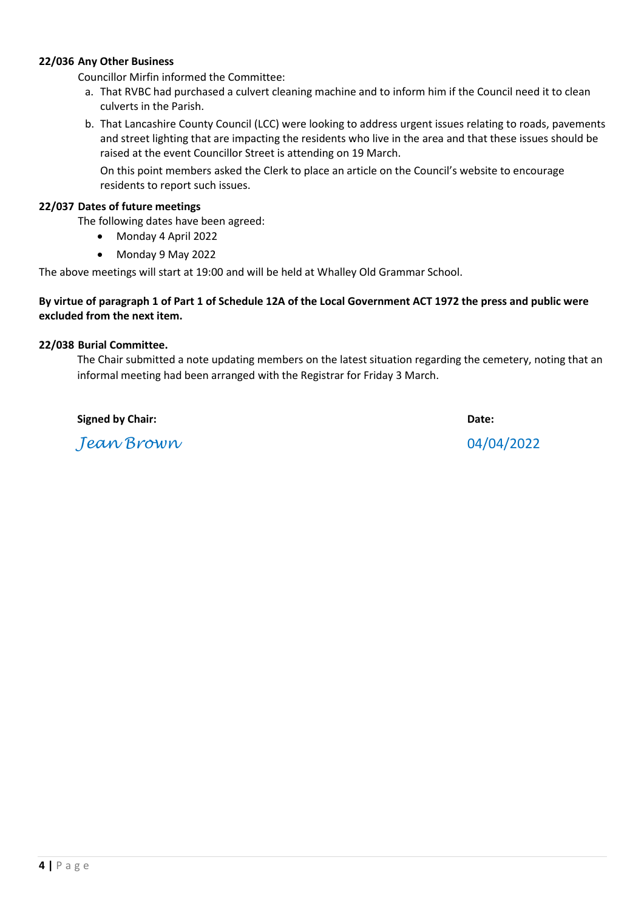**22/036 Any Other Business**

Councillor Mirfin informed the Committee:

a. That RVBC had purchased a culvert cleaning machine and to inform him if the Council need it to clean culverts in the Parish.
b. That Lancashire County Council (LCC) were looking to address urgent issues relating to roads, pavements and street lighting that are impacting the residents who live in the area and that these issues should be raised at the event Councillor Street is attending on 19 March.

   On this point members asked the Clerk to place an article on the Council's website to encourage residents to report such issues.

**22/037 Dates of future meetings**

The following dates have been agreed:

- Monday 4 April 2022
- Monday 9 May 2022

The above meetings will start at 19:00 and will be held at Whalley Old Grammar School.

**By virtue of paragraph 1 of Part 1 of Schedule 12A of the Local Government ACT 1972 the press and public were excluded from the next item.**

**22/038 Burial Committee.**

The Chair submitted a note updating members on the latest situation regarding the cemetery, noting that an informal meeting had been arranged with the Registrar for Friday 3 March.

**Signed by Chair:** *Jean Brown*

**Date:** 04/04/2022